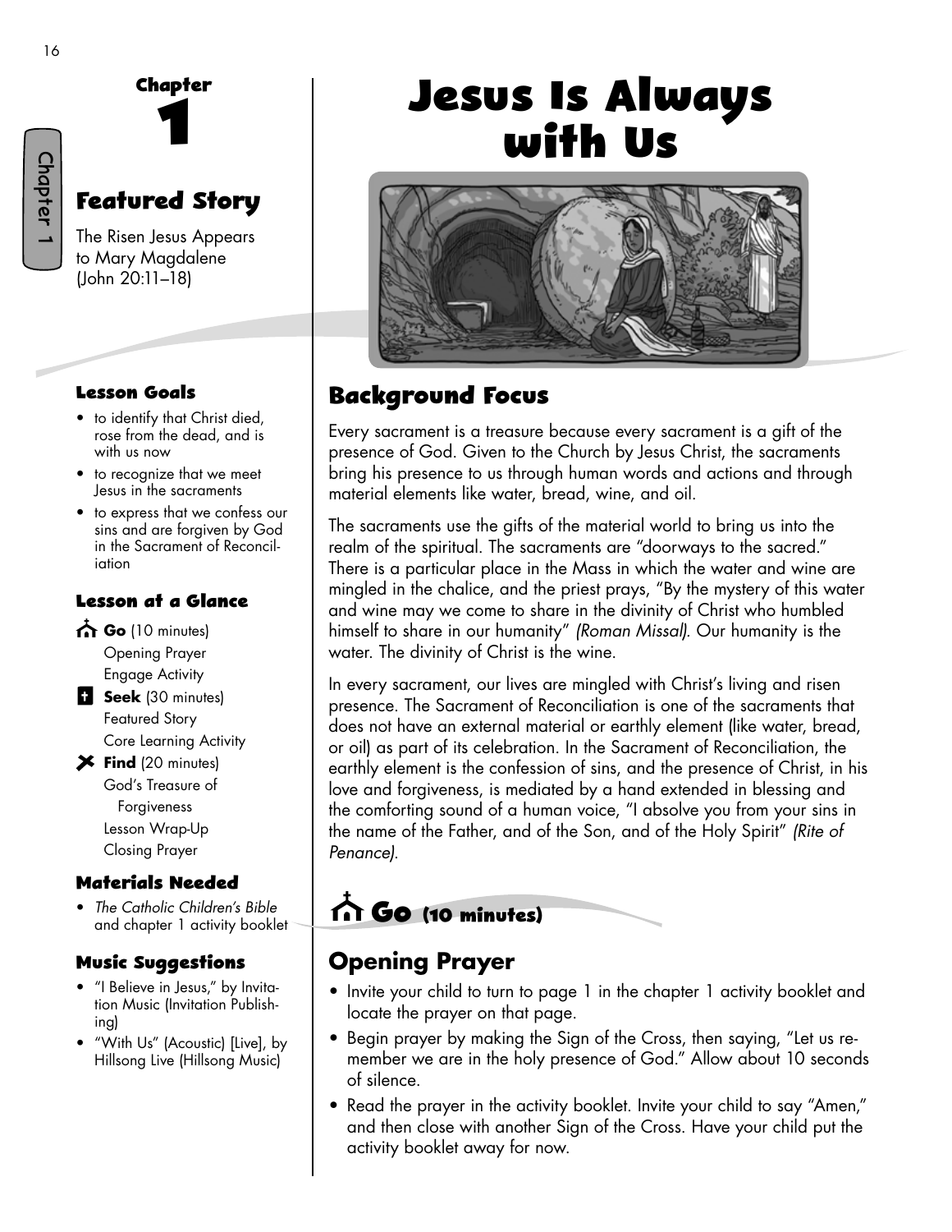# Chapter 1

## Featured Story

The Risen Jesus Appears to Mary Magdalene (John 20:11–18)

### Lesson Goals

- to identify that Christ died, rose from the dead, and is with us now
- to recognize that we meet Jesus in the sacraments
- to express that we confess our sins and are forgiven by God in the Sacrament of Reconciliation

### Lesson at a Glance

**Go** (10 minutes)
- Opening Prayer
- Engage Activity

**Seek** (30 minutes)
- Featured Story
- Core Learning Activity

**Find** (20 minutes)
- God's Treasure of Forgiveness
- Lesson Wrap-Up
- Closing Prayer

### Materials Needed

- *The Catholic Children's Bible* and chapter 1 activity booklet

### Music Suggestions

- "I Believe in Jesus," by Invitation Music (Invitation Publishing)
- "With Us" (Acoustic) [Live], by Hillsong Live (Hillsong Music)

# Jesus Is Always with Us

## Background Focus

Every sacrament is a treasure because every sacrament is a gift of the presence of God. Given to the Church by Jesus Christ, the sacraments bring his presence to us through human words and actions and through material elements like water, bread, wine, and oil.

The sacraments use the gifts of the material world to bring us into the realm of the spiritual. The sacraments are "doorways to the sacred." There is a particular place in the Mass in which the water and wine are mingled in the chalice, and the priest prays, "By the mystery of this water and wine may we come to share in the divinity of Christ who humbled himself to share in our humanity" *(Roman Missal)*. Our humanity is the water. The divinity of Christ is the wine.

In every sacrament, our lives are mingled with Christ's living and risen presence. The Sacrament of Reconciliation is one of the sacraments that does not have an external material or earthly element (like water, bread, or oil) as part of its celebration. In the Sacrament of Reconciliation, the earthly element is the confession of sins, and the presence of Christ, in his love and forgiveness, is mediated by a hand extended in blessing and the comforting sound of a human voice, "I absolve you from your sins in the name of the Father, and of the Son, and of the Holy Spirit" *(Rite of Penance)*.

## Go (10 minutes)

### Opening Prayer

- Invite your child to turn to page 1 in the chapter 1 activity booklet and locate the prayer on that page.
- Begin prayer by making the Sign of the Cross, then saying, "Let us remember we are in the holy presence of God." Allow about 10 seconds of silence.
- Read the prayer in the activity booklet. Invite your child to say "Amen," and then close with another Sign of the Cross. Have your child put the activity booklet away for now.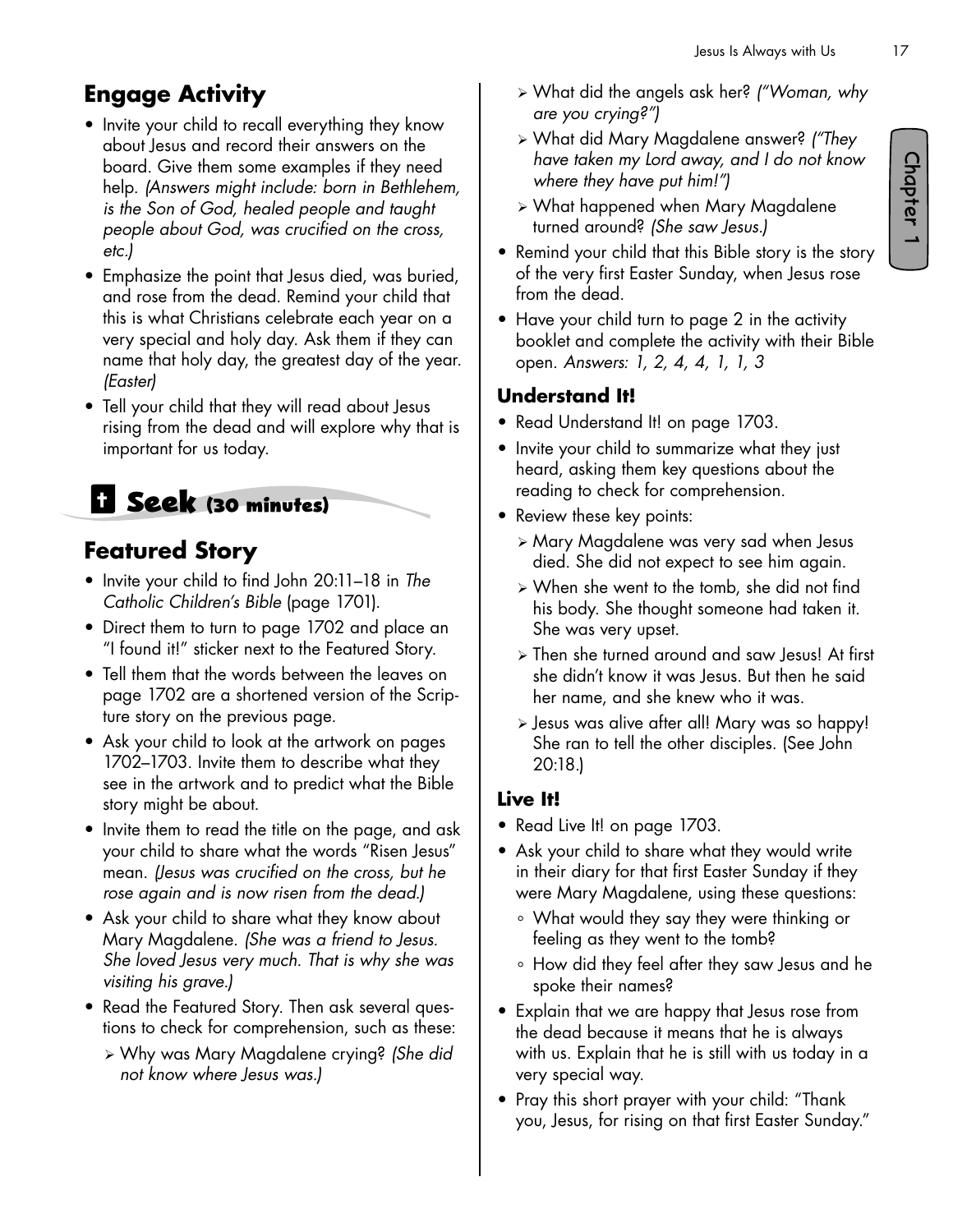## Engage Activity

- Invite your child to recall everything they know about Jesus and record their answers on the board. Give them some examples if they need help. *(Answers might include: born in Bethlehem, is the Son of God, healed people and taught people about God, was crucified on the cross, etc.)*
- Emphasize the point that Jesus died, was buried, and rose from the dead. Remind your child that this is what Christians celebrate each year on a very special and holy day. Ask them if they can name that holy day, the greatest day of the year. *(Easter)*
- Tell your child that they will read about Jesus rising from the dead and will explore why that is important for us today.

# Seek (30 minutes)

## Featured Story

- Invite your child to find John 20:11–18 in *The Catholic Children's Bible* (page 1701).
- Direct them to turn to page 1702 and place an "I found it!" sticker next to the Featured Story.
- Tell them that the words between the leaves on page 1702 are a shortened version of the Scripture story on the previous page.
- Ask your child to look at the artwork on pages 1702–1703. Invite them to describe what they see in the artwork and to predict what the Bible story might be about.
- Invite them to read the title on the page, and ask your child to share what the words "Risen Jesus" mean. *(Jesus was crucified on the cross, but he rose again and is now risen from the dead.)*
- Ask your child to share what they know about Mary Magdalene. *(She was a friend to Jesus. She loved Jesus very much. That is why she was visiting his grave.)*
- Read the Featured Story. Then ask several questions to check for comprehension, such as these:
  - Why was Mary Magdalene crying? *(She did not know where Jesus was.)*
  - What did the angels ask her? *("Woman, why are you crying?")*
  - What did Mary Magdalene answer? *("They have taken my Lord away, and I do not know where they have put him!")*
  - What happened when Mary Magdalene turned around? *(She saw Jesus.)*
- Remind your child that this Bible story is the story of the very first Easter Sunday, when Jesus rose from the dead.
- Have your child turn to page 2 in the activity booklet and complete the activity with their Bible open. *Answers: 1, 2, 4, 4, 1, 1, 3*

### Understand It!

- Read Understand It! on page 1703.
- Invite your child to summarize what they just heard, asking them key questions about the reading to check for comprehension.
- Review these key points:
  - Mary Magdalene was very sad when Jesus died. She did not expect to see him again.
  - When she went to the tomb, she did not find his body. She thought someone had taken it. She was very upset.
  - Then she turned around and saw Jesus! At first she didn't know it was Jesus. But then he said her name, and she knew who it was.
  - Jesus was alive after all! Mary was so happy! She ran to tell the other disciples. (See John 20:18.)

### Live It!

- Read Live It! on page 1703.
- Ask your child to share what they would write in their diary for that first Easter Sunday if they were Mary Magdalene, using these questions:
  - What would they say they were thinking or feeling as they went to the tomb?
  - How did they feel after they saw Jesus and he spoke their names?
- Explain that we are happy that Jesus rose from the dead because it means that he is always with us. Explain that he is still with us today in a very special way.
- Pray this short prayer with your child: "Thank you, Jesus, for rising on that first Easter Sunday."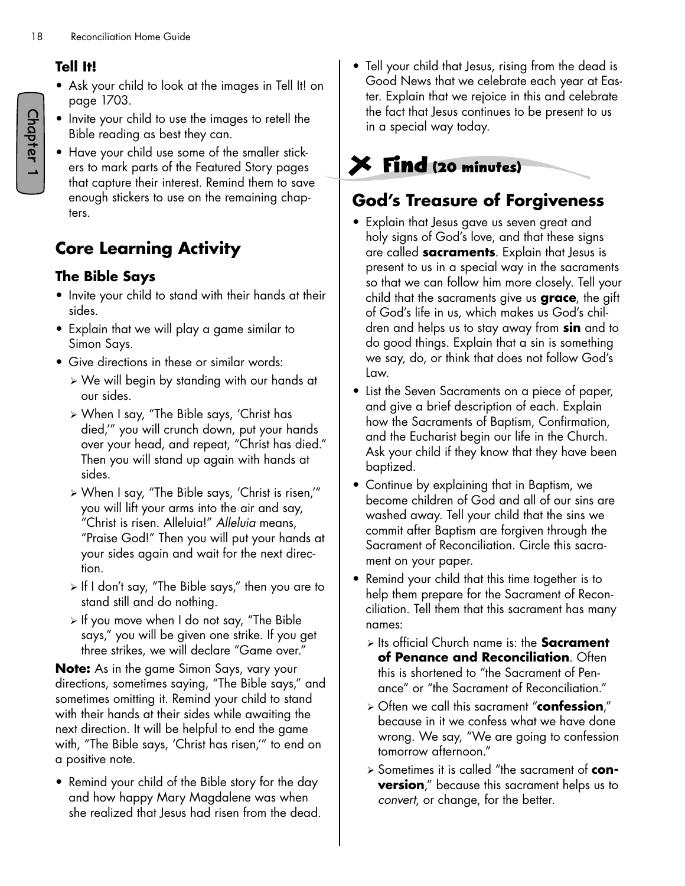### Tell It!

- Ask your child to look at the images in Tell It! on page 1703.
- Invite your child to use the images to retell the Bible reading as best they can.
- Have your child use some of the smaller stickers to mark parts of the Featured Story pages that capture their interest. Remind them to save enough stickers to use on the remaining chapters.

## Core Learning Activity

### The Bible Says

- Invite your child to stand with their hands at their sides.
- Explain that we will play a game similar to Simon Says.
- Give directions in these or similar words:
  - We will begin by standing with our hands at our sides.
  - When I say, "The Bible says, 'Christ has died,'" you will crunch down, put your hands over your head, and repeat, "Christ has died." Then you will stand up again with hands at sides.
  - When I say, "The Bible says, 'Christ is risen,'" you will lift your arms into the air and say, "Christ is risen. Alleluia!" *Alleluia* means, "Praise God!" Then you will put your hands at your sides again and wait for the next direction.
  - If I don't say, "The Bible says," then you are to stand still and do nothing.
  - If you move when I do not say, "The Bible says," you will be given one strike. If you get three strikes, we will declare "Game over."

**Note:** As in the game Simon Says, vary your directions, sometimes saying, "The Bible says," and sometimes omitting it. Remind your child to stand with their hands at their sides while awaiting the next direction. It will be helpful to end the game with, "The Bible says, 'Christ has risen,'" to end on a positive note.

- Remind your child of the Bible story for the day and how happy Mary Magdalene was when she realized that Jesus had risen from the dead.
- Tell your child that Jesus, rising from the dead is Good News that we celebrate each year at Easter. Explain that we rejoice in this and celebrate the fact that Jesus continues to be present to us in a special way today.

## Find (20 minutes)

## God's Treasure of Forgiveness

- Explain that Jesus gave us seven great and holy signs of God's love, and that these signs are called **sacraments**. Explain that Jesus is present to us in a special way in the sacraments so that we can follow him more closely. Tell your child that the sacraments give us **grace**, the gift of God's life in us, which makes us God's children and helps us to stay away from **sin** and to do good things. Explain that a sin is something we say, do, or think that does not follow God's Law.
- List the Seven Sacraments on a piece of paper, and give a brief description of each. Explain how the Sacraments of Baptism, Confirmation, and the Eucharist begin our life in the Church. Ask your child if they know that they have been baptized.
- Continue by explaining that in Baptism, we become children of God and all of our sins are washed away. Tell your child that the sins we commit after Baptism are forgiven through the Sacrament of Reconciliation. Circle this sacrament on your paper.
- Remind your child that this time together is to help them prepare for the Sacrament of Reconciliation. Tell them that this sacrament has many names:
  - Its official Church name is: the **Sacrament of Penance and Reconciliation**. Often this is shortened to "the Sacrament of Penance" or "the Sacrament of Reconciliation."
  - Often we call this sacrament "**confession**," because in it we confess what we have done wrong. We say, "We are going to confession tomorrow afternoon."
  - Sometimes it is called "the sacrament of **conversion**," because this sacrament helps us to *convert*, or change, for the better.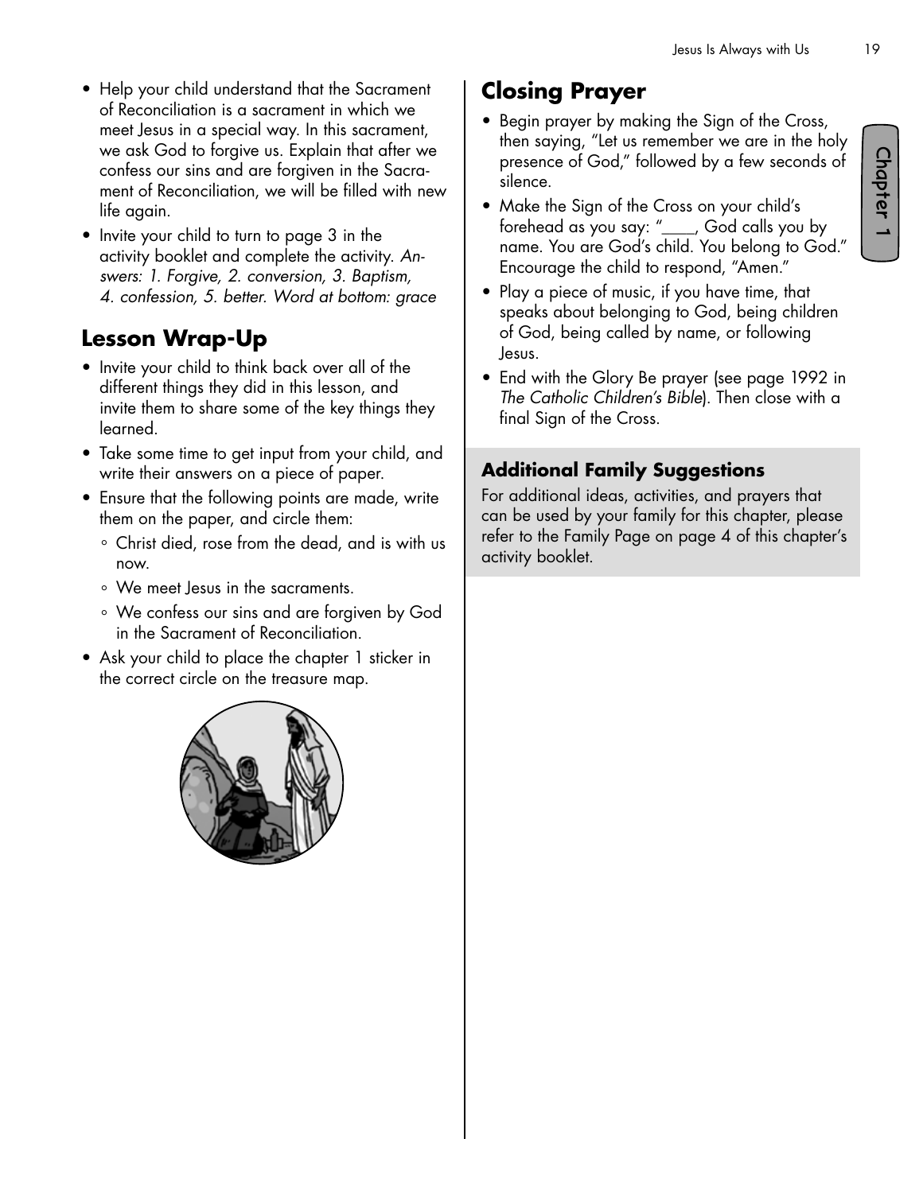- Help your child understand that the Sacrament of Reconciliation is a sacrament in which we meet Jesus in a special way. In this sacrament, we ask God to forgive us. Explain that after we confess our sins and are forgiven in the Sacrament of Reconciliation, we will be filled with new life again.
- Invite your child to turn to page 3 in the activity booklet and complete the activity. *Answers: 1. Forgive, 2. conversion, 3. Baptism, 4. confession, 5. better. Word at bottom: grace*

## Lesson Wrap-Up

- Invite your child to think back over all of the different things they did in this lesson, and invite them to share some of the key things they learned.
- Take some time to get input from your child, and write their answers on a piece of paper.
- Ensure that the following points are made, write them on the paper, and circle them:
  - Christ died, rose from the dead, and is with us now.
  - We meet Jesus in the sacraments.
  - We confess our sins and are forgiven by God in the Sacrament of Reconciliation.
- Ask your child to place the chapter 1 sticker in the correct circle on the treasure map.

## Closing Prayer

- Begin prayer by making the Sign of the Cross, then saying, "Let us remember we are in the holy presence of God," followed by a few seconds of silence.
- Make the Sign of the Cross on your child's forehead as you say: "____, God calls you by name. You are God's child. You belong to God." Encourage the child to respond, "Amen."
- Play a piece of music, if you have time, that speaks about belonging to God, being children of God, being called by name, or following Jesus.
- End with the Glory Be prayer (see page 1992 in *The Catholic Children's Bible*). Then close with a final Sign of the Cross.

### Additional Family Suggestions

For additional ideas, activities, and prayers that can be used by your family for this chapter, please refer to the Family Page on page 4 of this chapter's activity booklet.